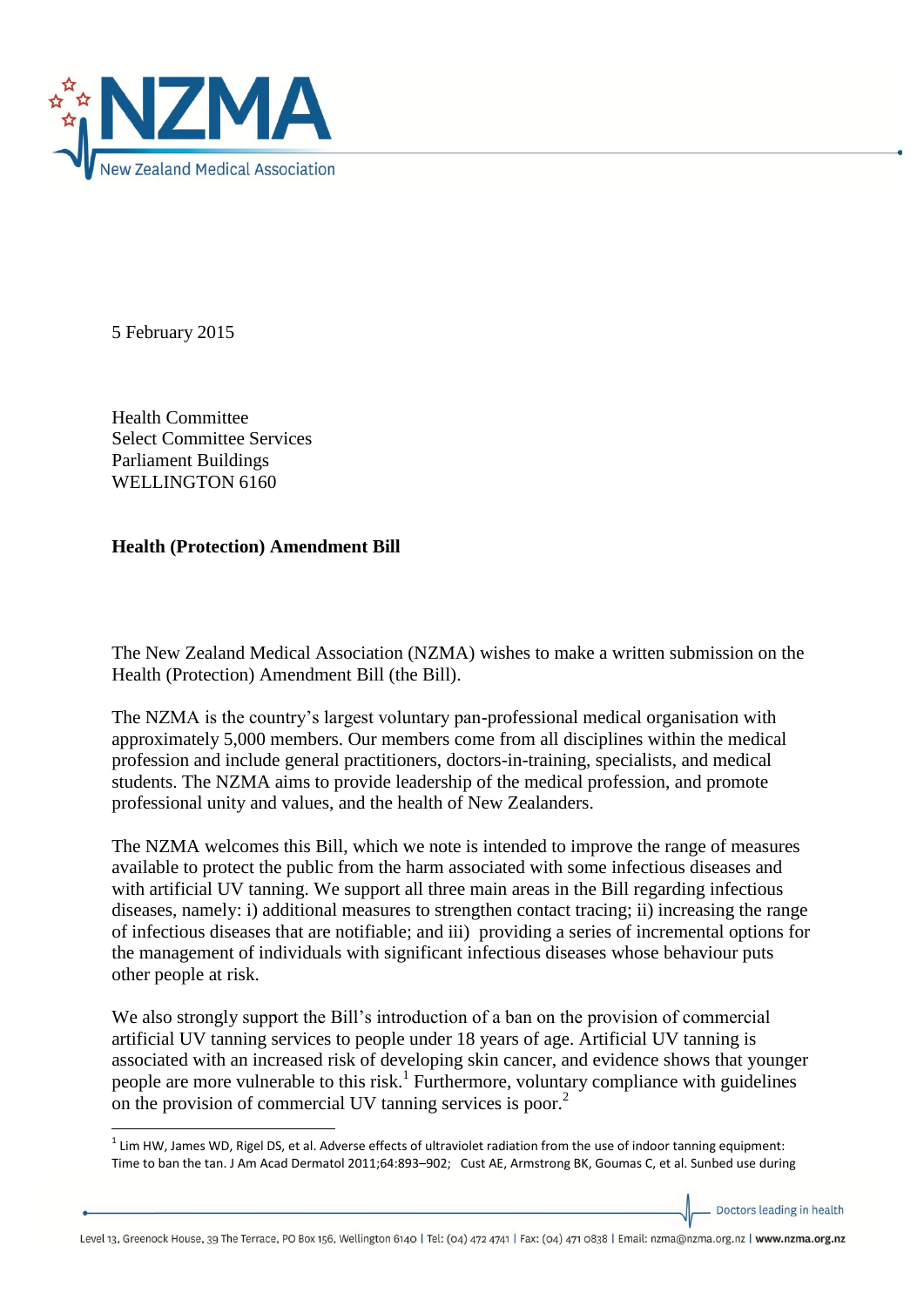5 February 2015

Health Committee
Select Committee Services
Parliament Buildings
WELLINGTON 6160

**Health (Protection) Amendment Bill**

The New Zealand Medical Association (NZMA) wishes to make a written submission on the Health (Protection) Amendment Bill (the Bill).

The NZMA is the country's largest voluntary pan-professional medical organisation with approximately 5,000 members. Our members come from all disciplines within the medical profession and include general practitioners, doctors-in-training, specialists, and medical students. The NZMA aims to provide leadership of the medical profession, and promote professional unity and values, and the health of New Zealanders.

The NZMA welcomes this Bill, which we note is intended to improve the range of measures available to protect the public from the harm associated with some infectious diseases and with artificial UV tanning. We support all three main areas in the Bill regarding infectious diseases, namely: i) additional measures to strengthen contact tracing; ii) increasing the range of infectious diseases that are notifiable; and iii) providing a series of incremental options for the management of individuals with significant infectious diseases whose behaviour puts other people at risk.

We also strongly support the Bill's introduction of a ban on the provision of commercial artificial UV tanning services to people under 18 years of age. Artificial UV tanning is associated with an increased risk of developing skin cancer, and evidence shows that younger people are more vulnerable to this risk.[1] Furthermore, voluntary compliance with guidelines on the provision of commercial UV tanning services is poor.[2]

---

[1] Lim HW, James WD, Rigel DS, et al. Adverse effects of ultraviolet radiation from the use of indoor tanning equipment: Time to ban the tan. J Am Acad Dermatol 2011;64:893–902; Cust AE, Armstrong BK, Goumas C, et al. Sunbed use during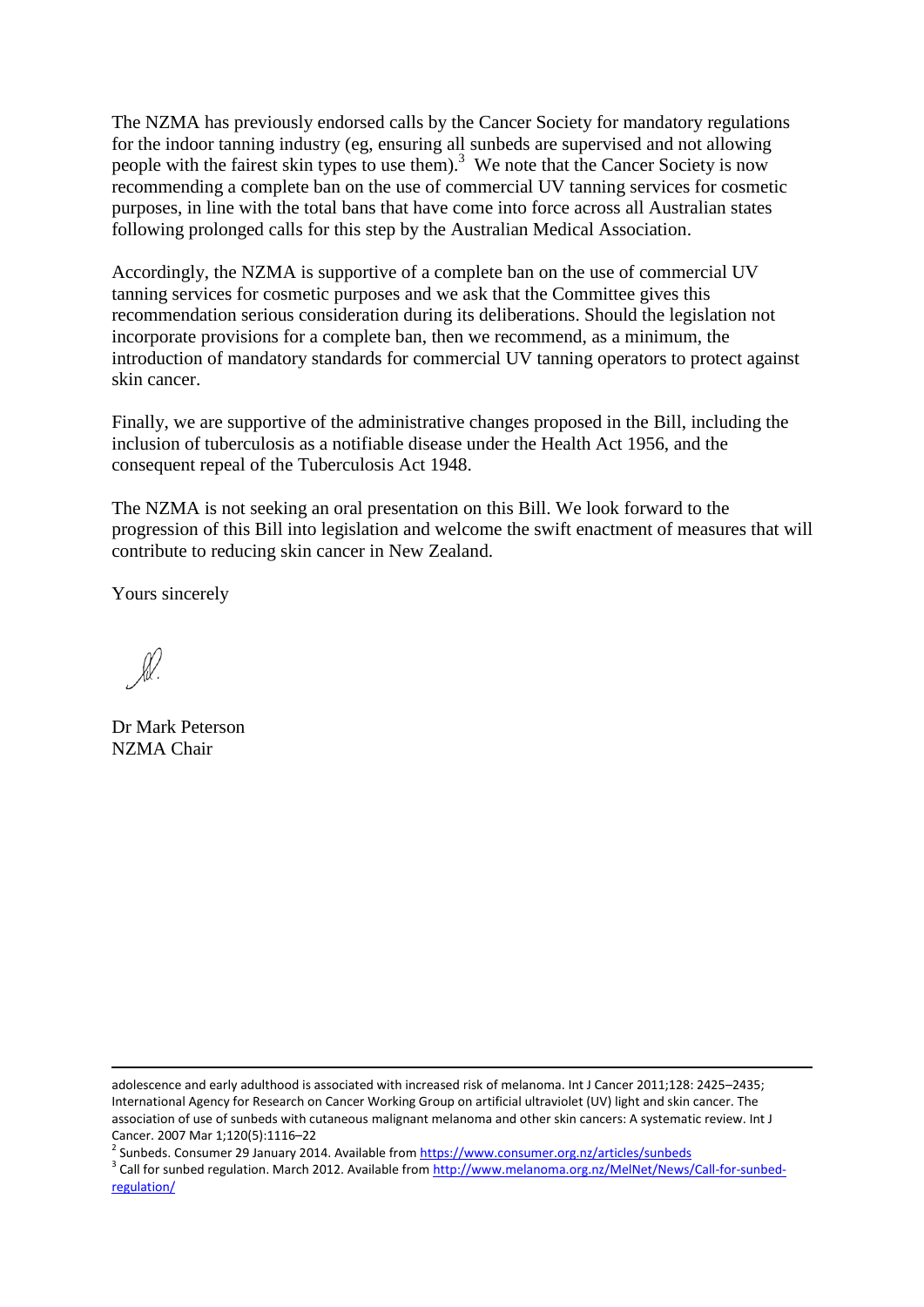The NZMA has previously endorsed calls by the Cancer Society for mandatory regulations for the indoor tanning industry (eg, ensuring all sunbeds are supervised and not allowing people with the fairest skin types to use them).[3] We note that the Cancer Society is now recommending a complete ban on the use of commercial UV tanning services for cosmetic purposes, in line with the total bans that have come into force across all Australian states following prolonged calls for this step by the Australian Medical Association.

Accordingly, the NZMA is supportive of a complete ban on the use of commercial UV tanning services for cosmetic purposes and we ask that the Committee gives this recommendation serious consideration during its deliberations. Should the legislation not incorporate provisions for a complete ban, then we recommend, as a minimum, the introduction of mandatory standards for commercial UV tanning operators to protect against skin cancer.

Finally, we are supportive of the administrative changes proposed in the Bill, including the inclusion of tuberculosis as a notifiable disease under the Health Act 1956, and the consequent repeal of the Tuberculosis Act 1948.

The NZMA is not seeking an oral presentation on this Bill. We look forward to the progression of this Bill into legislation and welcome the swift enactment of measures that will contribute to reducing skin cancer in New Zealand.

Yours sincerely

Dr Mark Peterson
NZMA Chair

---

adolescence and early adulthood is associated with increased risk of melanoma. Int J Cancer 2011;128: 2425–2435; International Agency for Research on Cancer Working Group on artificial ultraviolet (UV) light and skin cancer. The association of use of sunbeds with cutaneous malignant melanoma and other skin cancers: A systematic review. Int J Cancer. 2007 Mar 1;120(5):1116–22

[2] Sunbeds. Consumer 29 January 2014. Available from https://www.consumer.org.nz/articles/sunbeds

[3] Call for sunbed regulation. March 2012. Available from http://www.melanoma.org.nz/MelNet/News/Call-for-sunbed-regulation/